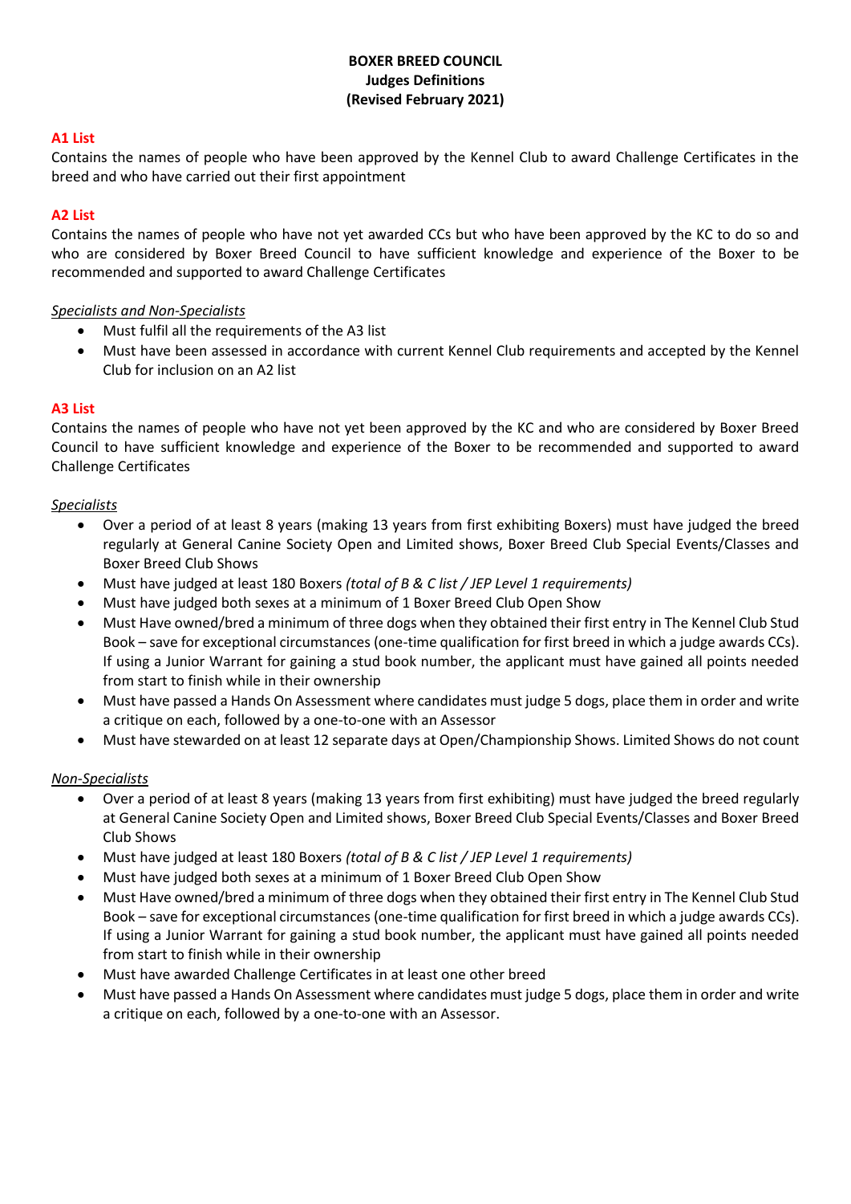# BOXER BREED COUNCIL
## Judges Definitions
### (Revised February 2021)

**A1 List**

Contains the names of people who have been approved by the Kennel Club to award Challenge Certificates in the breed and who have carried out their first appointment

**A2 List**

Contains the names of people who have not yet awarded CCs but who have been approved by the KC to do so and who are considered by Boxer Breed Council to have sufficient knowledge and experience of the Boxer to be recommended and supported to award Challenge Certificates

*Specialists and Non-Specialists*

- Must fulfil all the requirements of the A3 list
- Must have been assessed in accordance with current Kennel Club requirements and accepted by the Kennel Club for inclusion on an A2 list

**A3 List**

Contains the names of people who have not yet been approved by the KC and who are considered by Boxer Breed Council to have sufficient knowledge and experience of the Boxer to be recommended and supported to award Challenge Certificates

*Specialists*

- Over a period of at least 8 years (making 13 years from first exhibiting Boxers) must have judged the breed regularly at General Canine Society Open and Limited shows, Boxer Breed Club Special Events/Classes and Boxer Breed Club Shows
- Must have judged at least 180 Boxers *(total of B & C list / JEP Level 1 requirements)*
- Must have judged both sexes at a minimum of 1 Boxer Breed Club Open Show
- Must Have owned/bred a minimum of three dogs when they obtained their first entry in The Kennel Club Stud Book – save for exceptional circumstances (one-time qualification for first breed in which a judge awards CCs). If using a Junior Warrant for gaining a stud book number, the applicant must have gained all points needed from start to finish while in their ownership
- Must have passed a Hands On Assessment where candidates must judge 5 dogs, place them in order and write a critique on each, followed by a one-to-one with an Assessor
- Must have stewarded on at least 12 separate days at Open/Championship Shows. Limited Shows do not count

*Non-Specialists*

- Over a period of at least 8 years (making 13 years from first exhibiting) must have judged the breed regularly at General Canine Society Open and Limited shows, Boxer Breed Club Special Events/Classes and Boxer Breed Club Shows
- Must have judged at least 180 Boxers *(total of B & C list / JEP Level 1 requirements)*
- Must have judged both sexes at a minimum of 1 Boxer Breed Club Open Show
- Must Have owned/bred a minimum of three dogs when they obtained their first entry in The Kennel Club Stud Book – save for exceptional circumstances (one-time qualification for first breed in which a judge awards CCs). If using a Junior Warrant for gaining a stud book number, the applicant must have gained all points needed from start to finish while in their ownership
- Must have awarded Challenge Certificates in at least one other breed
- Must have passed a Hands On Assessment where candidates must judge 5 dogs, place them in order and write a critique on each, followed by a one-to-one with an Assessor.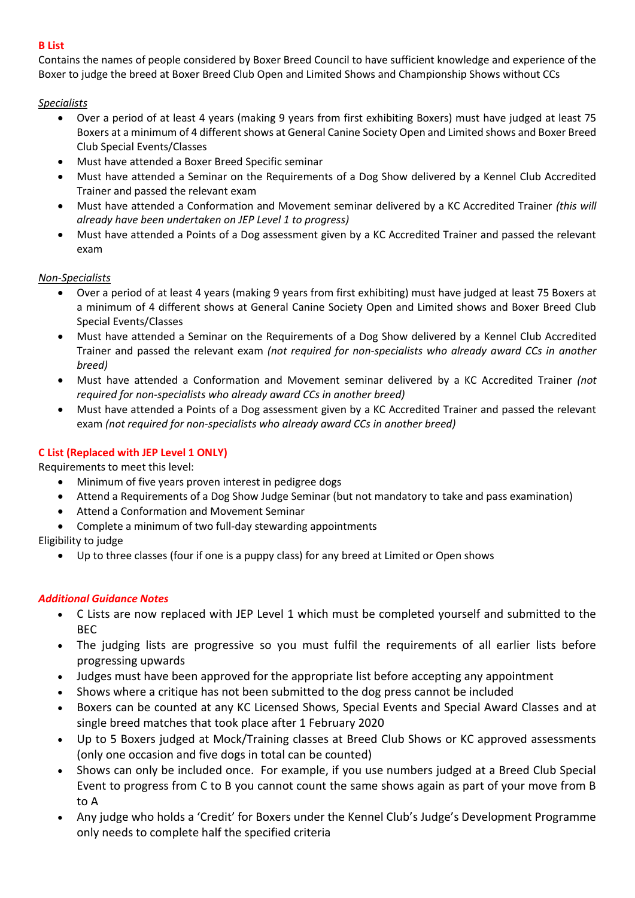**B List**

Contains the names of people considered by Boxer Breed Council to have sufficient knowledge and experience of the Boxer to judge the breed at Boxer Breed Club Open and Limited Shows and Championship Shows without CCs

*Specialists*

- Over a period of at least 4 years (making 9 years from first exhibiting Boxers) must have judged at least 75 Boxers at a minimum of 4 different shows at General Canine Society Open and Limited shows and Boxer Breed Club Special Events/Classes
- Must have attended a Boxer Breed Specific seminar
- Must have attended a Seminar on the Requirements of a Dog Show delivered by a Kennel Club Accredited Trainer and passed the relevant exam
- Must have attended a Conformation and Movement seminar delivered by a KC Accredited Trainer *(this will already have been undertaken on JEP Level 1 to progress)*
- Must have attended a Points of a Dog assessment given by a KC Accredited Trainer and passed the relevant exam

*Non-Specialists*

- Over a period of at least 4 years (making 9 years from first exhibiting) must have judged at least 75 Boxers at a minimum of 4 different shows at General Canine Society Open and Limited shows and Boxer Breed Club Special Events/Classes
- Must have attended a Seminar on the Requirements of a Dog Show delivered by a Kennel Club Accredited Trainer and passed the relevant exam *(not required for non-specialists who already award CCs in another breed)*
- Must have attended a Conformation and Movement seminar delivered by a KC Accredited Trainer *(not required for non-specialists who already award CCs in another breed)*
- Must have attended a Points of a Dog assessment given by a KC Accredited Trainer and passed the relevant exam *(not required for non-specialists who already award CCs in another breed)*

**C List (Replaced with JEP Level 1 ONLY)**

Requirements to meet this level:

- Minimum of five years proven interest in pedigree dogs
- Attend a Requirements of a Dog Show Judge Seminar (but not mandatory to take and pass examination)
- Attend a Conformation and Movement Seminar
- Complete a minimum of two full-day stewarding appointments

Eligibility to judge

- Up to three classes (four if one is a puppy class) for any breed at Limited or Open shows

***Additional Guidance Notes***

- C Lists are now replaced with JEP Level 1 which must be completed yourself and submitted to the BEC
- The judging lists are progressive so you must fulfil the requirements of all earlier lists before progressing upwards
- Judges must have been approved for the appropriate list before accepting any appointment
- Shows where a critique has not been submitted to the dog press cannot be included
- Boxers can be counted at any KC Licensed Shows, Special Events and Special Award Classes and at single breed matches that took place after 1 February 2020
- Up to 5 Boxers judged at Mock/Training classes at Breed Club Shows or KC approved assessments (only one occasion and five dogs in total can be counted)
- Shows can only be included once. For example, if you use numbers judged at a Breed Club Special Event to progress from C to B you cannot count the same shows again as part of your move from B to A
- Any judge who holds a 'Credit' for Boxers under the Kennel Club's Judge's Development Programme only needs to complete half the specified criteria